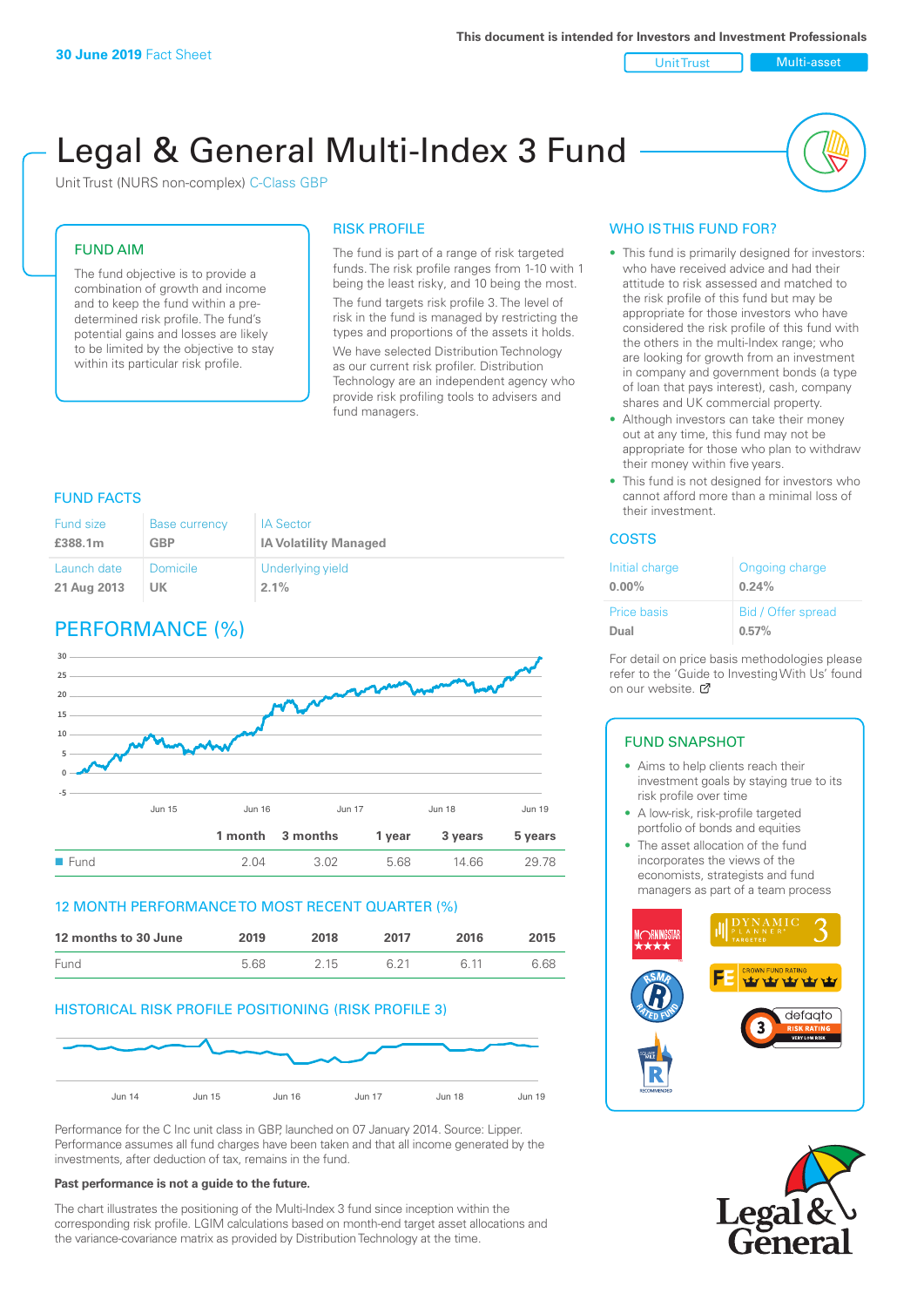30 June 2019 Fact Sheet

This document is intended for Investors and Investment Professionals

Unit Trust | Multi-asset

# Legal & General Multi-Index 3 Fund

Unit Trust (NURS non-complex) C-Class GBP

## FUND AIM

The fund objective is to provide a combination of growth and income and to keep the fund within a pre-determined risk profile. The fund's potential gains and losses are likely to be limited by the objective to stay within its particular risk profile.

## RISK PROFILE

The fund is part of a range of risk targeted funds. The risk profile ranges from 1-10 with 1 being the least risky, and 10 being the most.

The fund targets risk profile 3. The level of risk in the fund is managed by restricting the types and proportions of the assets it holds.

We have selected Distribution Technology as our current risk profiler. Distribution Technology are an independent agency who provide risk profiling tools to advisers and fund managers.

## WHO IS THIS FUND FOR?

- This fund is primarily designed for investors: who have received advice and had their attitude to risk assessed and matched to the risk profile of this fund but may be appropriate for those investors who have considered the risk profile of this fund with the others in the multi-Index range; who are looking for growth from an investment in company and government bonds (a type of loan that pays interest), cash, company shares and UK commercial property.
- Although investors can take their money out at any time, this fund may not be appropriate for those who plan to withdraw their money within five years.
- This fund is not designed for investors who cannot afford more than a minimal loss of their investment.

## FUND FACTS

| Fund size | Base currency | IA Sector |
|---|---|---|
| £388.1m | GBP | IA Volatility Managed |
| **Launch date** | **Domicile** | **Underlying yield** |
| 21 Aug 2013 | UK | 2.1% |

## COSTS

| Initial charge | Ongoing charge |
|---|---|
| 0.00% | 0.24% |
| **Price basis** | **Bid / Offer spread** |
| Dual | 0.57% |

For detail on price basis methodologies please refer to the 'Guide to Investing With Us' found on our website.

## PERFORMANCE (%)

| | 1 month | 3 months | 1 year | 3 years | 5 years |
|---|---|---|---|---|---|
| Fund | 2.04 | 3.02 | 5.68 | 14.66 | 29.78 |

## 12 MONTH PERFORMANCE TO MOST RECENT QUARTER (%)

| 12 months to 30 June | 2019 | 2018 | 2017 | 2016 | 2015 |
|---|---|---|---|---|---|
| Fund | 5.68 | 2.15 | 6.21 | 6.11 | 6.68 |

## HISTORICAL RISK PROFILE POSITIONING (RISK PROFILE 3)

Performance for the C Inc unit class in GBP, launched on 07 January 2014. Source: Lipper. Performance assumes all fund charges have been taken and that all income generated by the investments, after deduction of tax, remains in the fund.

**Past performance is not a guide to the future.**

The chart illustrates the positioning of the Multi-Index 3 fund since inception within the corresponding risk profile. LGIM calculations based on month-end target asset allocations and the variance-covariance matrix as provided by Distribution Technology at the time.

## FUND SNAPSHOT

- Aims to help clients reach their investment goals by staying true to its risk profile over time
- A low-risk, risk-profile targeted portfolio of bonds and equities
- The asset allocation of the fund incorporates the views of the economists, strategists and fund managers as part of a team process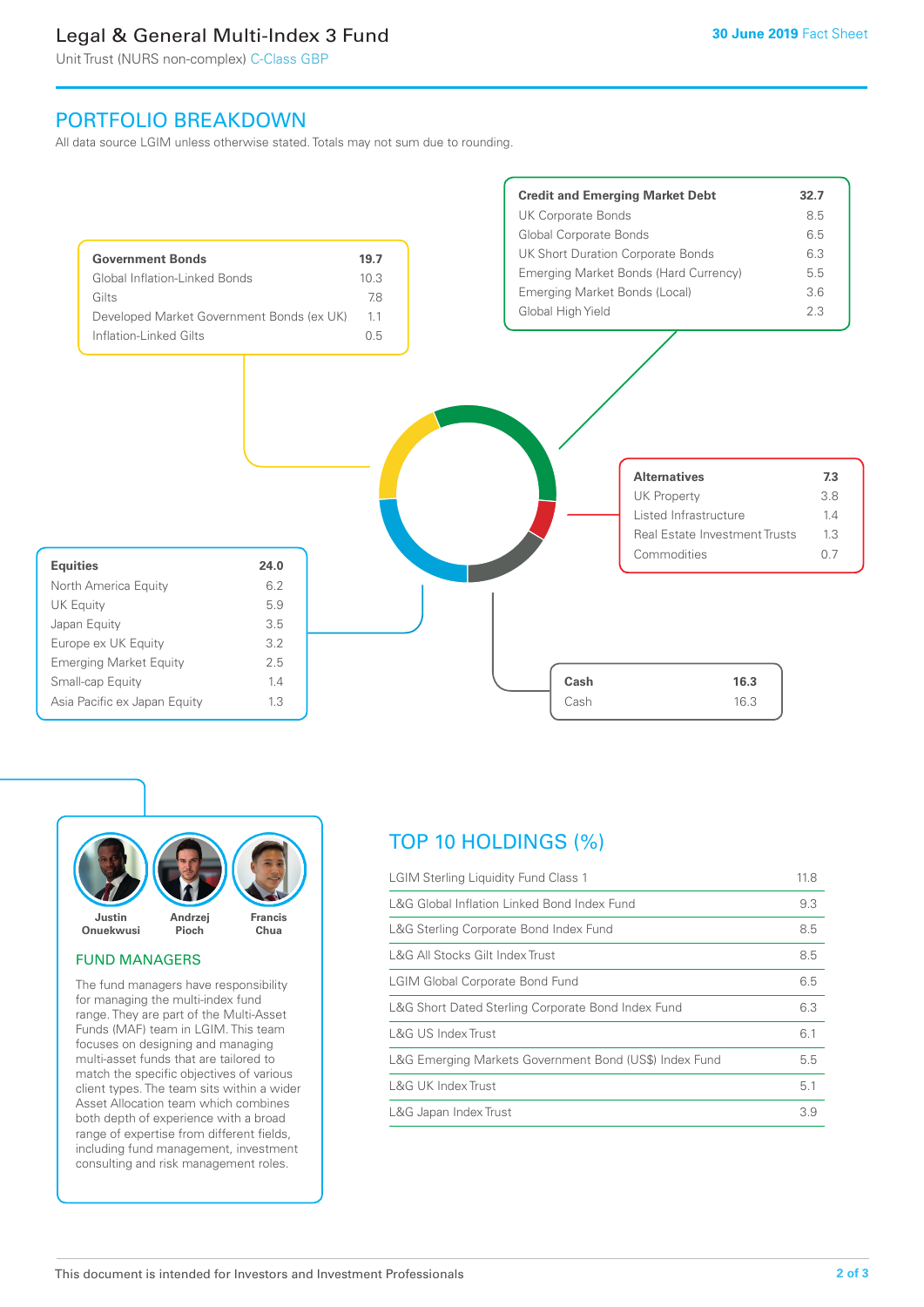Legal & General Multi-Index 3 Fund

Unit Trust (NURS non-complex) C-Class GBP

30 June 2019 Fact Sheet

## PORTFOLIO BREAKDOWN

All data source LGIM unless otherwise stated. Totals may not sum due to rounding.

| **Government Bonds** | **19.7** |
|---|---|
| Global Inflation-Linked Bonds | 10.3 |
| Gilts | 7.8 |
| Developed Market Government Bonds (ex UK) | 1.1 |
| Inflation-Linked Gilts | 0.5 |

| **Credit and Emerging Market Debt** | **32.7** |
|---|---|
| UK Corporate Bonds | 8.5 |
| Global Corporate Bonds | 6.5 |
| UK Short Duration Corporate Bonds | 6.3 |
| Emerging Market Bonds (Hard Currency) | 5.5 |
| Emerging Market Bonds (Local) | 3.6 |
| Global High Yield | 2.3 |

| **Alternatives** | **7.3** |
|---|---|
| UK Property | 3.8 |
| Listed Infrastructure | 1.4 |
| Real Estate Investment Trusts | 1.3 |
| Commodities | 0.7 |

| **Equities** | **24.0** |
|---|---|
| North America Equity | 6.2 |
| UK Equity | 5.9 |
| Japan Equity | 3.5 |
| Europe ex UK Equity | 3.2 |
| Emerging Market Equity | 2.5 |
| Small-cap Equity | 1.4 |
| Asia Pacific ex Japan Equity | 1.3 |

| **Cash** | **16.3** |
|---|---|
| Cash | 16.3 |

Justin Onuekwusi, Andrzej Pioch, Francis Chua

### FUND MANAGERS

The fund managers have responsibility for managing the multi-index fund range. They are part of the Multi-Asset Funds (MAF) team in LGIM. This team focuses on designing and managing multi-asset funds that are tailored to match the specific objectives of various client types. The team sits within a wider Asset Allocation team which combines both depth of experience with a broad range of expertise from different fields, including fund management, investment consulting and risk management roles.

## TOP 10 HOLDINGS (%)

| Holding | % |
|---|---|
| LGIM Sterling Liquidity Fund Class 1 | 11.8 |
| L&G Global Inflation Linked Bond Index Fund | 9.3 |
| L&G Sterling Corporate Bond Index Fund | 8.5 |
| L&G All Stocks Gilt Index Trust | 8.5 |
| LGIM Global Corporate Bond Fund | 6.5 |
| L&G Short Dated Sterling Corporate Bond Index Fund | 6.3 |
| L&G US Index Trust | 6.1 |
| L&G Emerging Markets Government Bond (US$) Index Fund | 5.5 |
| L&G UK Index Trust | 5.1 |
| L&G Japan Index Trust | 3.9 |

This document is intended for Investors and Investment Professionals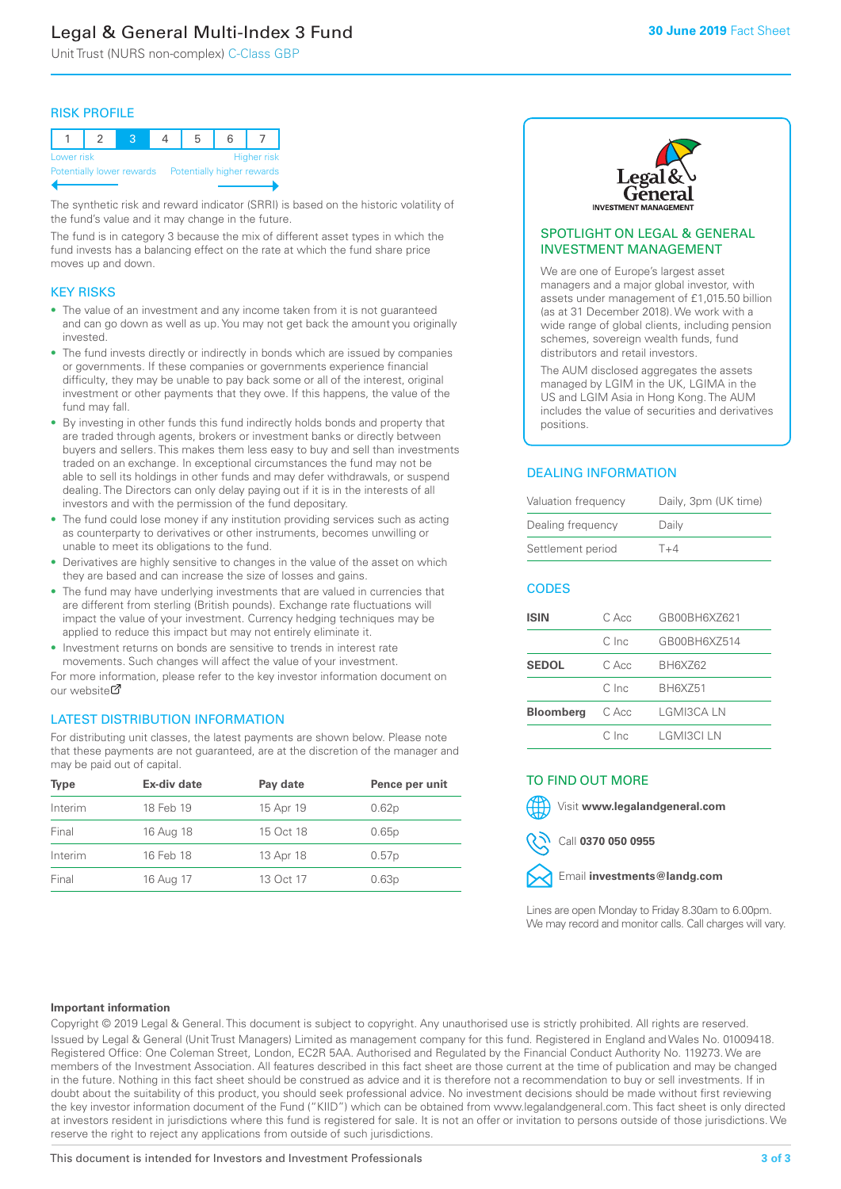# Legal & General Multi-Index 3 Fund

Unit Trust (NURS non-complex) C-Class GBP

30 June 2019 Fact Sheet

## RISK PROFILE

| 1 | 2 | 3 | 4 | 5 | 6 | 7 |
|---|---|---|---|---|---|---|

Lower risk — Higher risk

Potentially lower rewards — Potentially higher rewards

The synthetic risk and reward indicator (SRRI) is based on the historic volatility of the fund's value and it may change in the future.

The fund is in category 3 because the mix of different asset types in which the fund invests has a balancing effect on the rate at which the fund share price moves up and down.

## KEY RISKS

- The value of an investment and any income taken from it is not guaranteed and can go down as well as up. You may not get back the amount you originally invested.
- The fund invests directly or indirectly in bonds which are issued by companies or governments. If these companies or governments experience financial difficulty, they may be unable to pay back some or all of the interest, original investment or other payments that they owe. If this happens, the value of the fund may fall.
- By investing in other funds this fund indirectly holds bonds and property that are traded through agents, brokers or investment banks or directly between buyers and sellers. This makes them less easy to buy and sell than investments traded on an exchange. In exceptional circumstances the fund may not be able to sell its holdings in other funds and may defer withdrawals, or suspend dealing. The Directors can only delay paying out if it is in the interests of all investors and with the permission of the fund depositary.
- The fund could lose money if any institution providing services such as acting as counterparty to derivatives or other instruments, becomes unwilling or unable to meet its obligations to the fund.
- Derivatives are highly sensitive to changes in the value of the asset on which they are based and can increase the size of losses and gains.
- The fund may have underlying investments that are valued in currencies that are different from sterling (British pounds). Exchange rate fluctuations will impact the value of your investment. Currency hedging techniques may be applied to reduce this impact but may not entirely eliminate it.
- Investment returns on bonds are sensitive to trends in interest rate movements. Such changes will affect the value of your investment.

For more information, please refer to the key investor information document on our website

## LATEST DISTRIBUTION INFORMATION

For distributing unit classes, the latest payments are shown below. Please note that these payments are not guaranteed, are at the discretion of the manager and may be paid out of capital.

| Type | Ex-div date | Pay date | Pence per unit |
|---|---|---|---|
| Interim | 18 Feb 19 | 15 Apr 19 | 0.62p |
| Final | 16 Aug 18 | 15 Oct 18 | 0.65p |
| Interim | 16 Feb 18 | 13 Apr 18 | 0.57p |
| Final | 16 Aug 17 | 13 Oct 17 | 0.63p |

## SPOTLIGHT ON LEGAL & GENERAL INVESTMENT MANAGEMENT

We are one of Europe's largest asset managers and a major global investor, with assets under management of £1,015.50 billion (as at 31 December 2018). We work with a wide range of global clients, including pension schemes, sovereign wealth funds, fund distributors and retail investors.

The AUM disclosed aggregates the assets managed by LGIM in the UK, LGIMA in the US and LGIM Asia in Hong Kong. The AUM includes the value of securities and derivatives positions.

## DEALING INFORMATION

| | |
|---|---|
| Valuation frequency | Daily, 3pm (UK time) |
| Dealing frequency | Daily |
| Settlement period | T+4 |

## CODES

| | | |
|---|---|---|
| **ISIN** | C Acc | GB00BH6XZ621 |
| | C Inc | GB00BH6XZ514 |
| **SEDOL** | C Acc | BH6XZ62 |
| | C Inc | BH6XZ51 |
| **Bloomberg** | C Acc | LGMI3CA LN |
| | C Inc | LGMI3CI LN |

## TO FIND OUT MORE

Visit **www.legalandgeneral.com**

Call **0370 050 0955**

Email **investments@landg.com**

Lines are open Monday to Friday 8.30am to 6.00pm. We may record and monitor calls. Call charges will vary.

**Important information**

Copyright © 2019 Legal & General. This document is subject to copyright. Any unauthorised use is strictly prohibited. All rights are reserved. Issued by Legal & General (Unit Trust Managers) Limited as management company for this fund. Registered in England and Wales No. 01009418. Registered Office: One Coleman Street, London, EC2R 5AA. Authorised and Regulated by the Financial Conduct Authority No. 119273. We are members of the Investment Association. All features described in this fact sheet are those current at the time of publication and may be changed in the future. Nothing in this fact sheet should be construed as advice and it is therefore not a recommendation to buy or sell investments. If in doubt about the suitability of this product, you should seek professional advice. No investment decisions should be made without first reviewing the key investor information document of the Fund ("KIID") which can be obtained from www.legalandgeneral.com. This fact sheet is only directed at investors resident in jurisdictions where this fund is registered for sale. It is not an offer or invitation to persons outside of those jurisdictions. We reserve the right to reject any applications from outside of such jurisdictions.

This document is intended for Investors and Investment Professionals